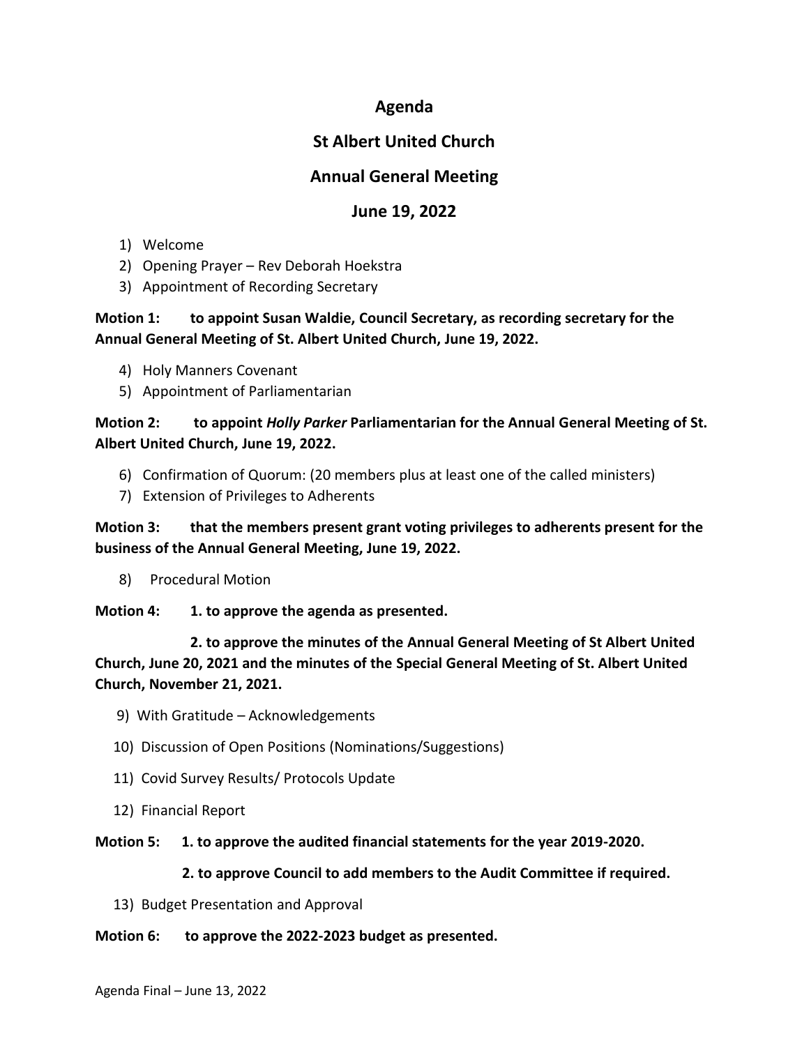# Agenda

## St Albert United Church

## Annual General Meeting

## June 19, 2022

1) Welcome
2) Opening Prayer – Rev Deborah Hoekstra
3) Appointment of Recording Secretary

**Motion 1: to appoint Susan Waldie, Council Secretary, as recording secretary for the Annual General Meeting of St. Albert United Church, June 19, 2022.**

4) Holy Manners Covenant
5) Appointment of Parliamentarian

**Motion 2: to appoint *Holly Parker* Parliamentarian for the Annual General Meeting of St. Albert United Church, June 19, 2022.**

6) Confirmation of Quorum: (20 members plus at least one of the called ministers)
7) Extension of Privileges to Adherents

**Motion 3: that the members present grant voting privileges to adherents present for the business of the Annual General Meeting, June 19, 2022.**

8) Procedural Motion

**Motion 4: 1. to approve the agenda as presented.**

**2. to approve the minutes of the Annual General Meeting of St Albert United Church, June 20, 2021 and the minutes of the Special General Meeting of St. Albert United Church, November 21, 2021.**

9) With Gratitude – Acknowledgements
10) Discussion of Open Positions (Nominations/Suggestions)
11) Covid Survey Results/ Protocols Update
12) Financial Report

**Motion 5: 1. to approve the audited financial statements for the year 2019-2020.**

**2. to approve Council to add members to the Audit Committee if required.**

13) Budget Presentation and Approval

**Motion 6: to approve the 2022-2023 budget as presented.**

Agenda Final – June 13, 2022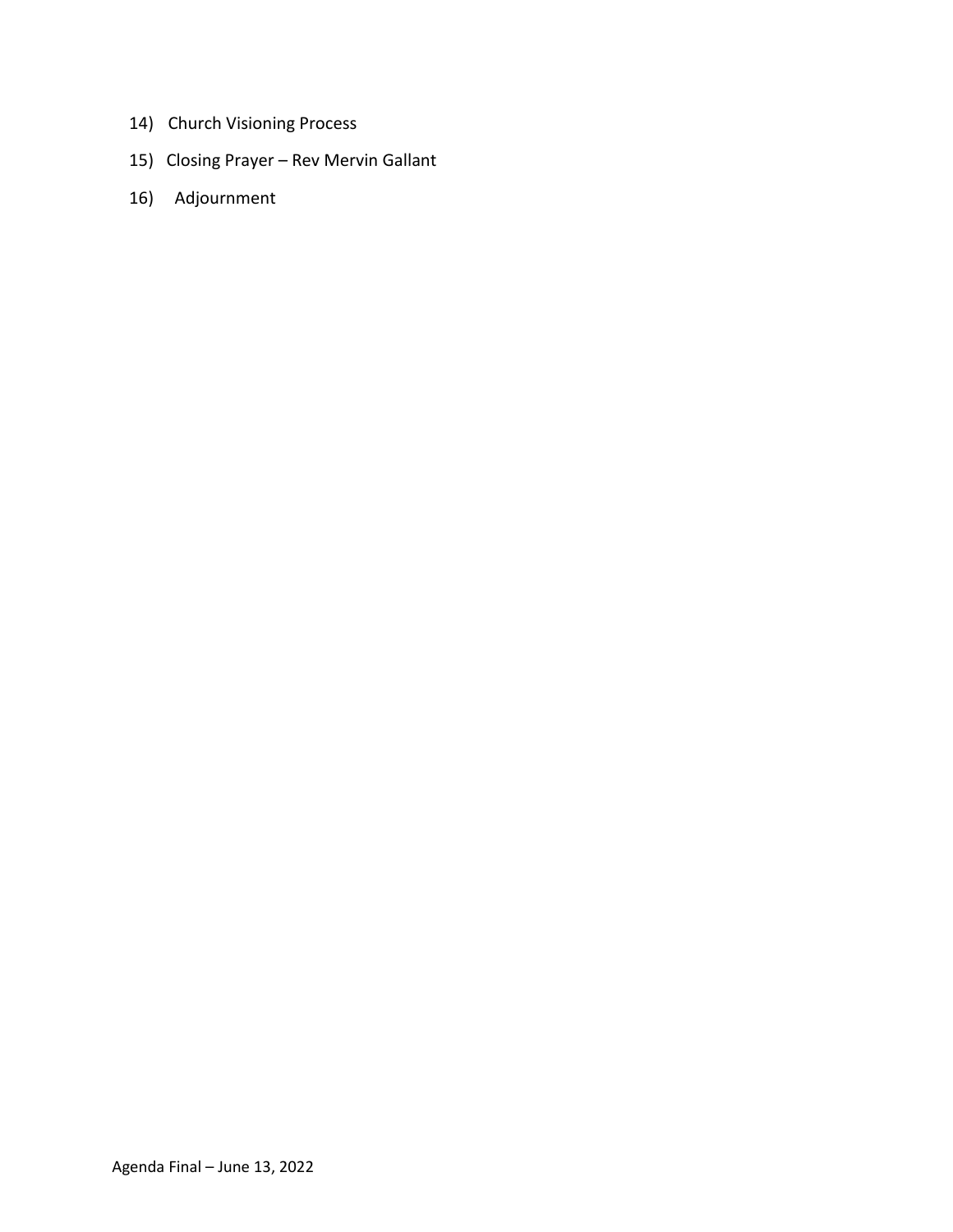14) Church Visioning Process
15) Closing Prayer – Rev Mervin Gallant
16) Adjournment